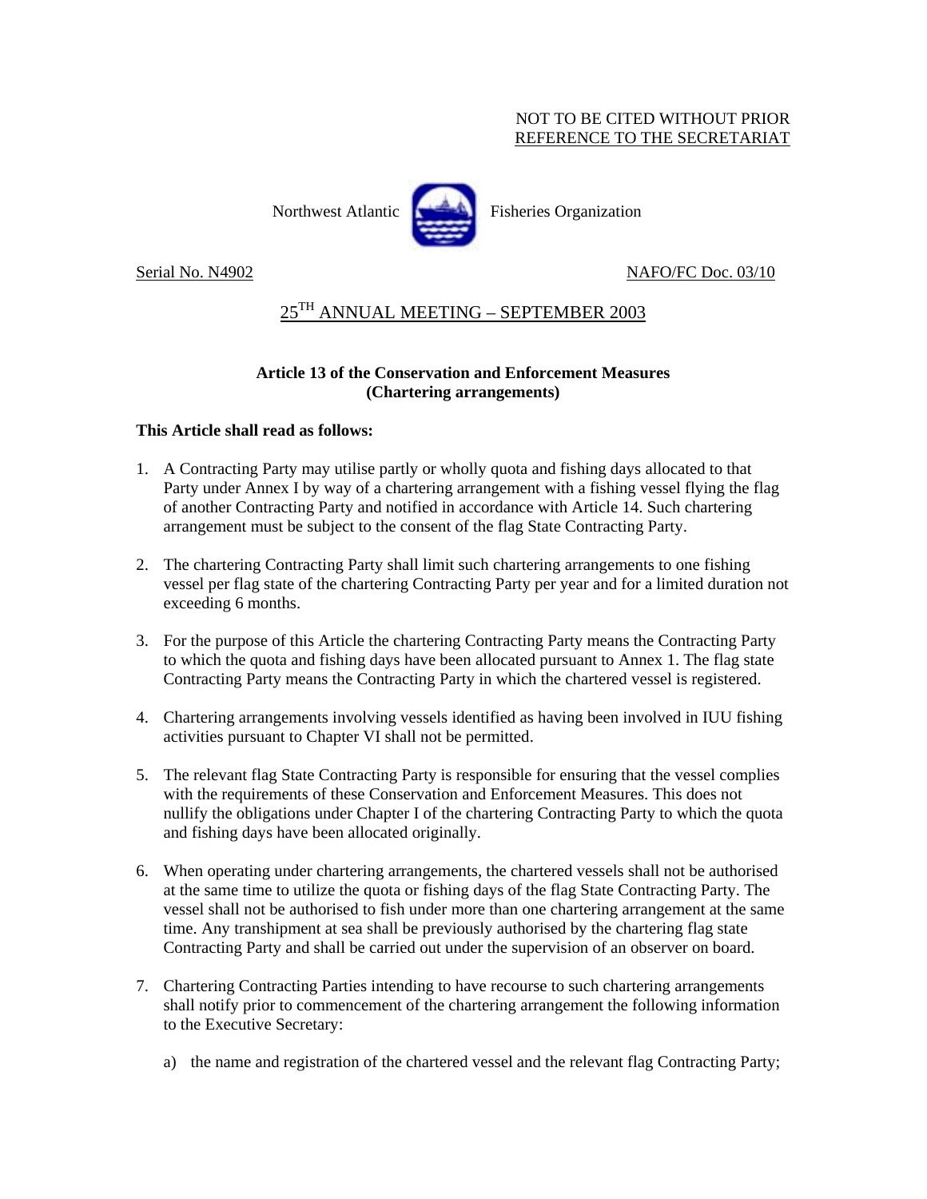NOT TO BE CITED WITHOUT PRIOR
REFERENCE TO THE SECRETARIAT

Northwest Atlantic Fisheries Organization

Serial No. N4902 NAFO/FC Doc. 03/10

## 25TH ANNUAL MEETING – SEPTEMBER 2003

### Article 13 of the Conservation and Enforcement Measures (Chartering arrangements)

**This Article shall read as follows:**

1. A Contracting Party may utilise partly or wholly quota and fishing days allocated to that Party under Annex I by way of a chartering arrangement with a fishing vessel flying the flag of another Contracting Party and notified in accordance with Article 14. Such chartering arrangement must be subject to the consent of the flag State Contracting Party.

2. The chartering Contracting Party shall limit such chartering arrangements to one fishing vessel per flag state of the chartering Contracting Party per year and for a limited duration not exceeding 6 months.

3. For the purpose of this Article the chartering Contracting Party means the Contracting Party to which the quota and fishing days have been allocated pursuant to Annex 1. The flag state Contracting Party means the Contracting Party in which the chartered vessel is registered.

4. Chartering arrangements involving vessels identified as having been involved in IUU fishing activities pursuant to Chapter VI shall not be permitted.

5. The relevant flag State Contracting Party is responsible for ensuring that the vessel complies with the requirements of these Conservation and Enforcement Measures. This does not nullify the obligations under Chapter I of the chartering Contracting Party to which the quota and fishing days have been allocated originally.

6. When operating under chartering arrangements, the chartered vessels shall not be authorised at the same time to utilize the quota or fishing days of the flag State Contracting Party. The vessel shall not be authorised to fish under more than one chartering arrangement at the same time. Any transhipment at sea shall be previously authorised by the chartering flag state Contracting Party and shall be carried out under the supervision of an observer on board.

7. Chartering Contracting Parties intending to have recourse to such chartering arrangements shall notify prior to commencement of the chartering arrangement the following information to the Executive Secretary:

   a) the name and registration of the chartered vessel and the relevant flag Contracting Party;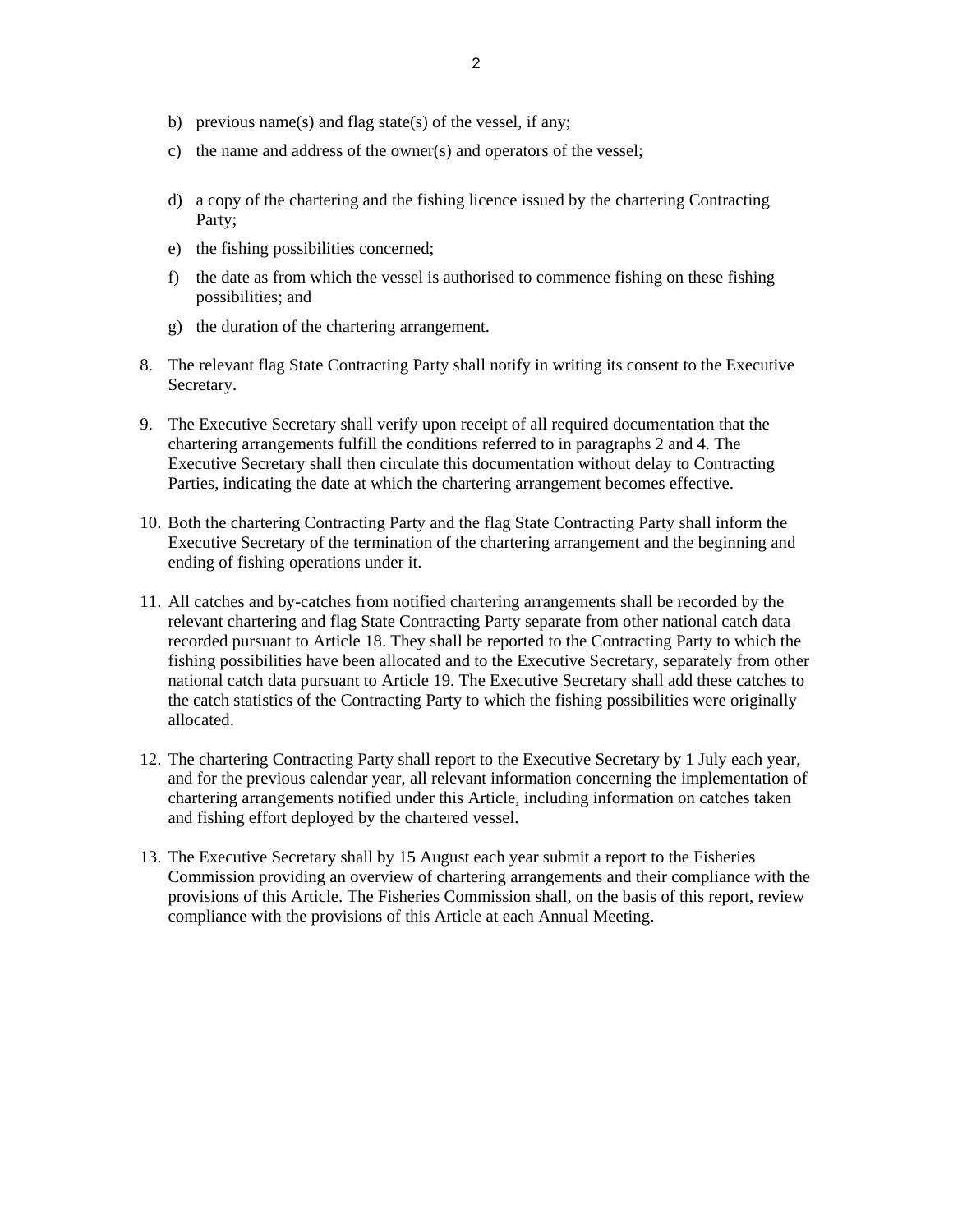b) previous name(s) and flag state(s) of the vessel, if any;

c) the name and address of the owner(s) and operators of the vessel;

d) a copy of the chartering and the fishing licence issued by the chartering Contracting Party;

e) the fishing possibilities concerned;

f) the date as from which the vessel is authorised to commence fishing on these fishing possibilities; and

g) the duration of the chartering arrangement.

8. The relevant flag State Contracting Party shall notify in writing its consent to the Executive Secretary.

9. The Executive Secretary shall verify upon receipt of all required documentation that the chartering arrangements fulfill the conditions referred to in paragraphs 2 and 4. The Executive Secretary shall then circulate this documentation without delay to Contracting Parties, indicating the date at which the chartering arrangement becomes effective.

10. Both the chartering Contracting Party and the flag State Contracting Party shall inform the Executive Secretary of the termination of the chartering arrangement and the beginning and ending of fishing operations under it.

11. All catches and by-catches from notified chartering arrangements shall be recorded by the relevant chartering and flag State Contracting Party separate from other national catch data recorded pursuant to Article 18. They shall be reported to the Contracting Party to which the fishing possibilities have been allocated and to the Executive Secretary, separately from other national catch data pursuant to Article 19. The Executive Secretary shall add these catches to the catch statistics of the Contracting Party to which the fishing possibilities were originally allocated.

12. The chartering Contracting Party shall report to the Executive Secretary by 1 July each year, and for the previous calendar year, all relevant information concerning the implementation of chartering arrangements notified under this Article, including information on catches taken and fishing effort deployed by the chartered vessel.

13. The Executive Secretary shall by 15 August each year submit a report to the Fisheries Commission providing an overview of chartering arrangements and their compliance with the provisions of this Article. The Fisheries Commission shall, on the basis of this report, review compliance with the provisions of this Article at each Annual Meeting.